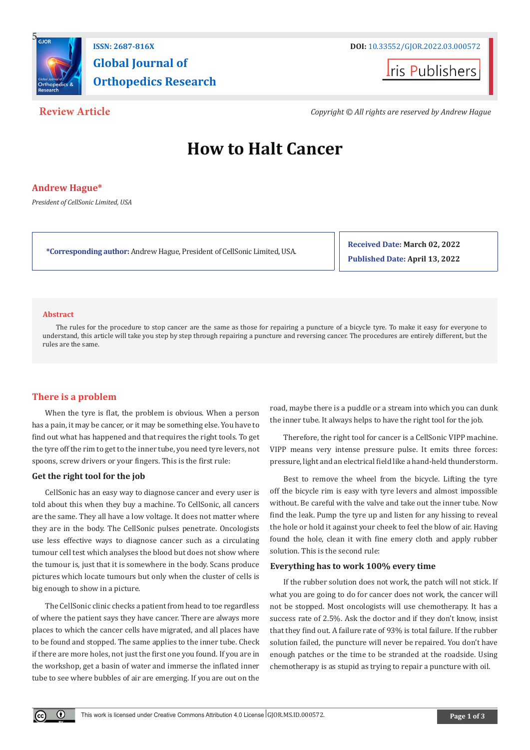ISSN: 2687-816X

DOI: 10.33552/GJOR.2022.03.000572

Global Journal of Orthopedics Research

Iris Publishers

**Review Article**

*Copyright © All rights are reserved by Andrew Hague*

# How to Halt Cancer

**Andrew Hague***

*President of CellSonic Limited, USA*

***Corresponding author:** Andrew Hague, President of CellSonic Limited, USA.

**Received Date:** March 02, 2022

**Published Date:** April 13, 2022

## Abstract

The rules for the procedure to stop cancer are the same as those for repairing a puncture of a bicycle tyre. To make it easy for everyone to understand, this article will take you step by step through repairing a puncture and reversing cancer. The procedures are entirely different, but the rules are the same.

## There is a problem

When the tyre is flat, the problem is obvious. When a person has a pain, it may be cancer, or it may be something else. You have to find out what has happened and that requires the right tools. To get the tyre off the rim to get to the inner tube, you need tyre levers, not spoons, screw drivers or your fingers. This is the first rule:

### Get the right tool for the job

CellSonic has an easy way to diagnose cancer and every user is told about this when they buy a machine. To CellSonic, all cancers are the same. They all have a low voltage. It does not matter where they are in the body. The CellSonic pulses penetrate. Oncologists use less effective ways to diagnose cancer such as a circulating tumour cell test which analyses the blood but does not show where the tumour is, just that it is somewhere in the body. Scans produce pictures which locate tumours but only when the cluster of cells is big enough to show in a picture.

The CellSonic clinic checks a patient from head to toe regardless of where the patient says they have cancer. There are always more places to which the cancer cells have migrated, and all places have to be found and stopped. The same applies to the inner tube. Check if there are more holes, not just the first one you found. If you are in the workshop, get a basin of water and immerse the inflated inner tube to see where bubbles of air are emerging. If you are out on the road, maybe there is a puddle or a stream into which you can dunk the inner tube. It always helps to have the right tool for the job.

Therefore, the right tool for cancer is a CellSonic VIPP machine. VIPP means very intense pressure pulse. It emits three forces: pressure, light and an electrical field like a hand-held thunderstorm.

Best to remove the wheel from the bicycle. Lifting the tyre off the bicycle rim is easy with tyre levers and almost impossible without. Be careful with the valve and take out the inner tube. Now find the leak. Pump the tyre up and listen for any hissing to reveal the hole or hold it against your cheek to feel the blow of air. Having found the hole, clean it with fine emery cloth and apply rubber solution. This is the second rule:

### Everything has to work 100% every time

If the rubber solution does not work, the patch will not stick. If what you are going to do for cancer does not work, the cancer will not be stopped. Most oncologists will use chemotherapy. It has a success rate of 2.5%. Ask the doctor and if they don't know, insist that they find out. A failure rate of 93% is total failure. If the rubber solution failed, the puncture will never be repaired. You don't have enough patches or the time to be stranded at the roadside. Using chemotherapy is as stupid as trying to repair a puncture with oil.

This work is licensed under Creative Commons Attribution 4.0 License GJOR.MS.ID.000572.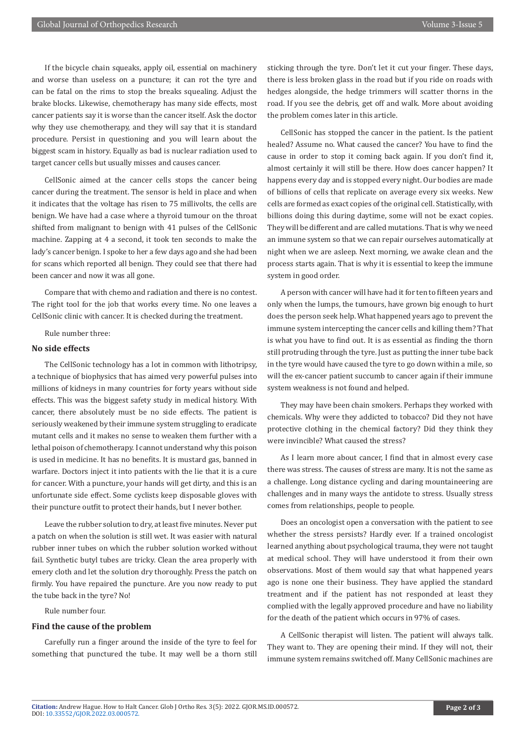If the bicycle chain squeaks, apply oil, essential on machinery and worse than useless on a puncture; it can rot the tyre and can be fatal on the rims to stop the breaks squealing. Adjust the brake blocks. Likewise, chemotherapy has many side effects, most cancer patients say it is worse than the cancer itself. Ask the doctor why they use chemotherapy, and they will say that it is standard procedure. Persist in questioning and you will learn about the biggest scam in history. Equally as bad is nuclear radiation used to target cancer cells but usually misses and causes cancer.

CellSonic aimed at the cancer cells stops the cancer being cancer during the treatment. The sensor is held in place and when it indicates that the voltage has risen to 75 millivolts, the cells are benign. We have had a case where a thyroid tumour on the throat shifted from malignant to benign with 41 pulses of the CellSonic machine. Zapping at 4 a second, it took ten seconds to make the lady's cancer benign. I spoke to her a few days ago and she had been for scans which reported all benign. They could see that there had been cancer and now it was all gone.

Compare that with chemo and radiation and there is no contest. The right tool for the job that works every time. No one leaves a CellSonic clinic with cancer. It is checked during the treatment.

Rule number three:

### No side effects

The CellSonic technology has a lot in common with lithotripsy, a technique of biophysics that has aimed very powerful pulses into millions of kidneys in many countries for forty years without side effects. This was the biggest safety study in medical history. With cancer, there absolutely must be no side effects. The patient is seriously weakened by their immune system struggling to eradicate mutant cells and it makes no sense to weaken them further with a lethal poison of chemotherapy. I cannot understand why this poison is used in medicine. It has no benefits. It is mustard gas, banned in warfare. Doctors inject it into patients with the lie that it is a cure for cancer. With a puncture, your hands will get dirty, and this is an unfortunate side effect. Some cyclists keep disposable gloves with their puncture outfit to protect their hands, but I never bother.

Leave the rubber solution to dry, at least five minutes. Never put a patch on when the solution is still wet. It was easier with natural rubber inner tubes on which the rubber solution worked without fail. Synthetic butyl tubes are tricky. Clean the area properly with emery cloth and let the solution dry thoroughly. Press the patch on firmly. You have repaired the puncture. Are you now ready to put the tube back in the tyre? No!

Rule number four.

### Find the cause of the problem

Carefully run a finger around the inside of the tyre to feel for something that punctured the tube. It may well be a thorn still sticking through the tyre. Don't let it cut your finger. These days, there is less broken glass in the road but if you ride on roads with hedges alongside, the hedge trimmers will scatter thorns in the road. If you see the debris, get off and walk. More about avoiding the problem comes later in this article.

CellSonic has stopped the cancer in the patient. Is the patient healed? Assume no. What caused the cancer? You have to find the cause in order to stop it coming back again. If you don't find it, almost certainly it will still be there. How does cancer happen? It happens every day and is stopped every night. Our bodies are made of billions of cells that replicate on average every six weeks. New cells are formed as exact copies of the original cell. Statistically, with billions doing this during daytime, some will not be exact copies. They will be different and are called mutations. That is why we need an immune system so that we can repair ourselves automatically at night when we are asleep. Next morning, we awake clean and the process starts again. That is why it is essential to keep the immune system in good order.

A person with cancer will have had it for ten to fifteen years and only when the lumps, the tumours, have grown big enough to hurt does the person seek help. What happened years ago to prevent the immune system intercepting the cancer cells and killing them? That is what you have to find out. It is as essential as finding the thorn still protruding through the tyre. Just as putting the inner tube back in the tyre would have caused the tyre to go down within a mile, so will the ex-cancer patient succumb to cancer again if their immune system weakness is not found and helped.

They may have been chain smokers. Perhaps they worked with chemicals. Why were they addicted to tobacco? Did they not have protective clothing in the chemical factory? Did they think they were invincible? What caused the stress?

As I learn more about cancer, I find that in almost every case there was stress. The causes of stress are many. It is not the same as a challenge. Long distance cycling and daring mountaineering are challenges and in many ways the antidote to stress. Usually stress comes from relationships, people to people.

Does an oncologist open a conversation with the patient to see whether the stress persists? Hardly ever. If a trained oncologist learned anything about psychological trauma, they were not taught at medical school. They will have understood it from their own observations. Most of them would say that what happened years ago is none one their business. They have applied the standard treatment and if the patient has not responded at least they complied with the legally approved procedure and have no liability for the death of the patient which occurs in 97% of cases.

A CellSonic therapist will listen. The patient will always talk. They want to. They are opening their mind. If they will not, their immune system remains switched off. Many CellSonic machines are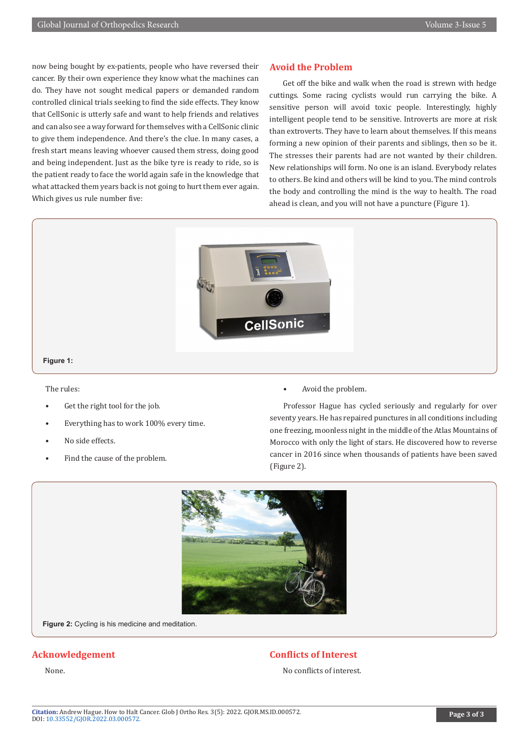now being bought by ex-patients, people who have reversed their cancer. By their own experience they know what the machines can do. They have not sought medical papers or demanded random controlled clinical trials seeking to find the side effects. They know that CellSonic is utterly safe and want to help friends and relatives and can also see a way forward for themselves with a CellSonic clinic to give them independence. And there's the clue. In many cases, a fresh start means leaving whoever caused them stress, doing good and being independent. Just as the bike tyre is ready to ride, so is the patient ready to face the world again safe in the knowledge that what attacked them years back is not going to hurt them ever again. Which gives us rule number five:

## Avoid the Problem

Get off the bike and walk when the road is strewn with hedge cuttings. Some racing cyclists would run carrying the bike. A sensitive person will avoid toxic people. Interestingly, highly intelligent people tend to be sensitive. Introverts are more at risk than extroverts. They have to learn about themselves. If this means forming a new opinion of their parents and siblings, then so be it. The stresses their parents had are not wanted by their children. New relationships will form. No one is an island. Everybody relates to others. Be kind and others will be kind to you. The mind controls the body and controlling the mind is the way to health. The road ahead is clean, and you will not have a puncture (Figure 1).

**Figure 1:**

The rules:

- Get the right tool for the job.
- Everything has to work 100% every time.
- No side effects.
- Find the cause of the problem.
- Avoid the problem.

Professor Hague has cycled seriously and regularly for over seventy years. He has repaired punctures in all conditions including one freezing, moonless night in the middle of the Atlas Mountains of Morocco with only the light of stars. He discovered how to reverse cancer in 2016 since when thousands of patients have been saved (Figure 2).

**Figure 2:** Cycling is his medicine and meditation.

## Acknowledgement

None.

## Conflicts of Interest

No conflicts of interest.